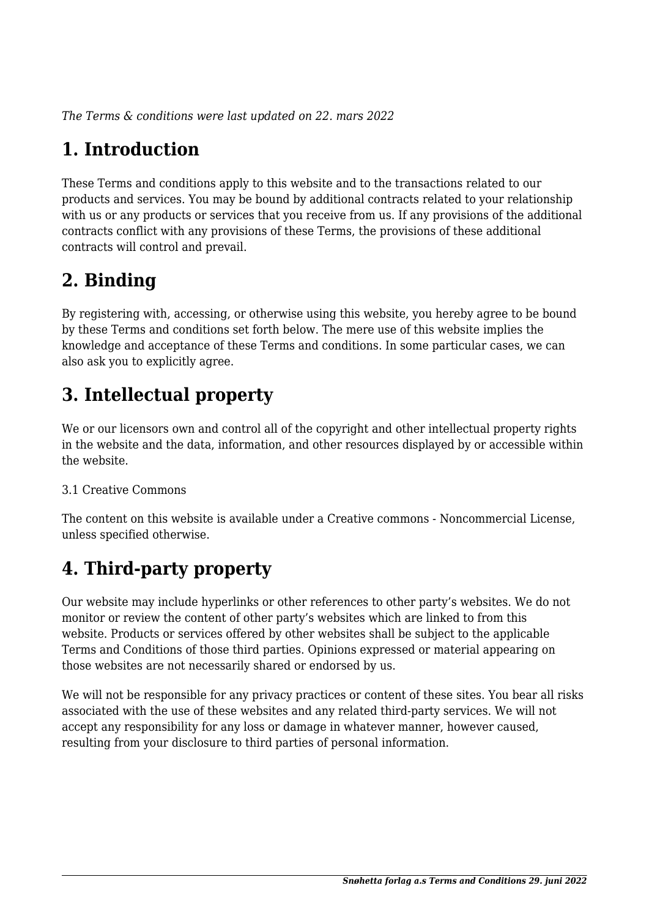*The Terms & conditions were last updated on 22. mars 2022*

# 1. Introduction

These Terms and conditions apply to this website and to the transactions related to our products and services. You may be bound by additional contracts related to your relationship with us or any products or services that you receive from us. If any provisions of the additional contracts conflict with any provisions of these Terms, the provisions of these additional contracts will control and prevail.

# 2. Binding

By registering with, accessing, or otherwise using this website, you hereby agree to be bound by these Terms and conditions set forth below. The mere use of this website implies the knowledge and acceptance of these Terms and conditions. In some particular cases, we can also ask you to explicitly agree.

# 3. Intellectual property

We or our licensors own and control all of the copyright and other intellectual property rights in the website and the data, information, and other resources displayed by or accessible within the website.

3.1 Creative Commons

The content on this website is available under a Creative commons - Noncommercial License, unless specified otherwise.

# 4. Third-party property

Our website may include hyperlinks or other references to other party's websites. We do not monitor or review the content of other party's websites which are linked to from this website. Products or services offered by other websites shall be subject to the applicable Terms and Conditions of those third parties. Opinions expressed or material appearing on those websites are not necessarily shared or endorsed by us.

We will not be responsible for any privacy practices or content of these sites. You bear all risks associated with the use of these websites and any related third-party services. We will not accept any responsibility for any loss or damage in whatever manner, however caused, resulting from your disclosure to third parties of personal information.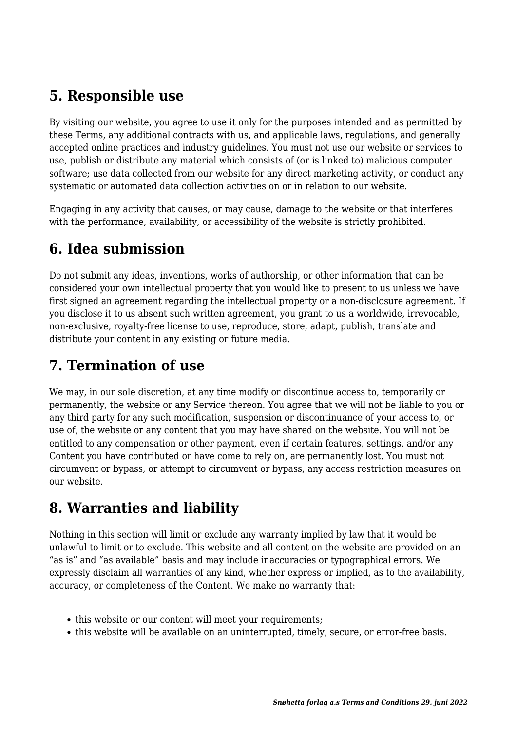## 5. Responsible use

By visiting our website, you agree to use it only for the purposes intended and as permitted by these Terms, any additional contracts with us, and applicable laws, regulations, and generally accepted online practices and industry guidelines. You must not use our website or services to use, publish or distribute any material which consists of (or is linked to) malicious computer software; use data collected from our website for any direct marketing activity, or conduct any systematic or automated data collection activities on or in relation to our website.

Engaging in any activity that causes, or may cause, damage to the website or that interferes with the performance, availability, or accessibility of the website is strictly prohibited.

## 6. Idea submission

Do not submit any ideas, inventions, works of authorship, or other information that can be considered your own intellectual property that you would like to present to us unless we have first signed an agreement regarding the intellectual property or a non-disclosure agreement. If you disclose it to us absent such written agreement, you grant to us a worldwide, irrevocable, non-exclusive, royalty-free license to use, reproduce, store, adapt, publish, translate and distribute your content in any existing or future media.

## 7. Termination of use

We may, in our sole discretion, at any time modify or discontinue access to, temporarily or permanently, the website or any Service thereon. You agree that we will not be liable to you or any third party for any such modification, suspension or discontinuance of your access to, or use of, the website or any content that you may have shared on the website. You will not be entitled to any compensation or other payment, even if certain features, settings, and/or any Content you have contributed or have come to rely on, are permanently lost. You must not circumvent or bypass, or attempt to circumvent or bypass, any access restriction measures on our website.

## 8. Warranties and liability

Nothing in this section will limit or exclude any warranty implied by law that it would be unlawful to limit or to exclude. This website and all content on the website are provided on an “as is” and “as available” basis and may include inaccuracies or typographical errors. We expressly disclaim all warranties of any kind, whether express or implied, as to the availability, accuracy, or completeness of the Content. We make no warranty that:

- this website or our content will meet your requirements;
- this website will be available on an uninterrupted, timely, secure, or error-free basis.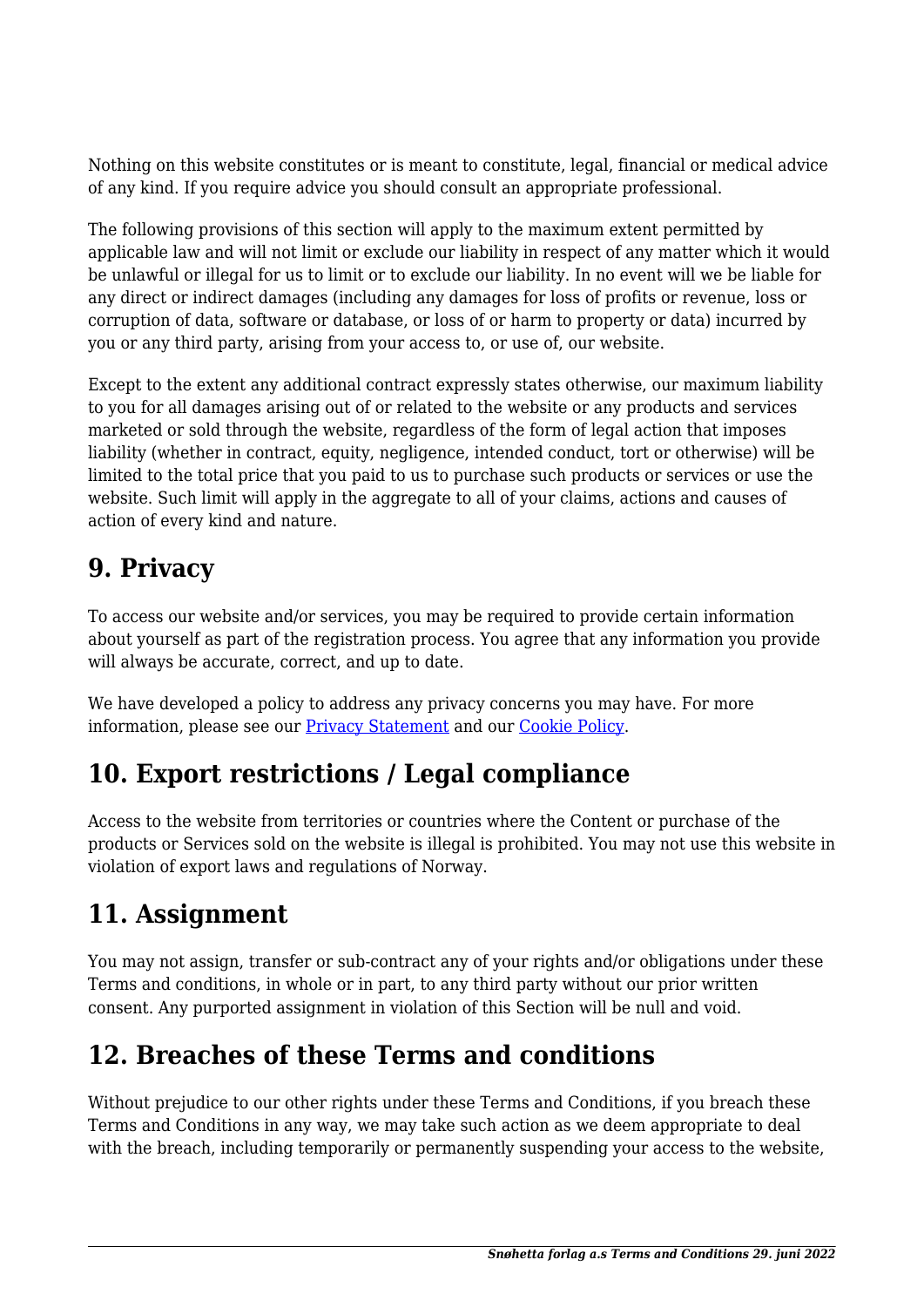Nothing on this website constitutes or is meant to constitute, legal, financial or medical advice of any kind. If you require advice you should consult an appropriate professional.

The following provisions of this section will apply to the maximum extent permitted by applicable law and will not limit or exclude our liability in respect of any matter which it would be unlawful or illegal for us to limit or to exclude our liability. In no event will we be liable for any direct or indirect damages (including any damages for loss of profits or revenue, loss or corruption of data, software or database, or loss of or harm to property or data) incurred by you or any third party, arising from your access to, or use of, our website.

Except to the extent any additional contract expressly states otherwise, our maximum liability to you for all damages arising out of or related to the website or any products and services marketed or sold through the website, regardless of the form of legal action that imposes liability (whether in contract, equity, negligence, intended conduct, tort or otherwise) will be limited to the total price that you paid to us to purchase such products or services or use the website. Such limit will apply in the aggregate to all of your claims, actions and causes of action of every kind and nature.

## 9. Privacy

To access our website and/or services, you may be required to provide certain information about yourself as part of the registration process. You agree that any information you provide will always be accurate, correct, and up to date.

We have developed a policy to address any privacy concerns you may have. For more information, please see our [Privacy Statement] and our [Cookie Policy].

## 10. Export restrictions / Legal compliance

Access to the website from territories or countries where the Content or purchase of the products or Services sold on the website is illegal is prohibited. You may not use this website in violation of export laws and regulations of Norway.

## 11. Assignment

You may not assign, transfer or sub-contract any of your rights and/or obligations under these Terms and conditions, in whole or in part, to any third party without our prior written consent. Any purported assignment in violation of this Section will be null and void.

## 12. Breaches of these Terms and conditions

Without prejudice to our other rights under these Terms and Conditions, if you breach these Terms and Conditions in any way, we may take such action as we deem appropriate to deal with the breach, including temporarily or permanently suspending your access to the website,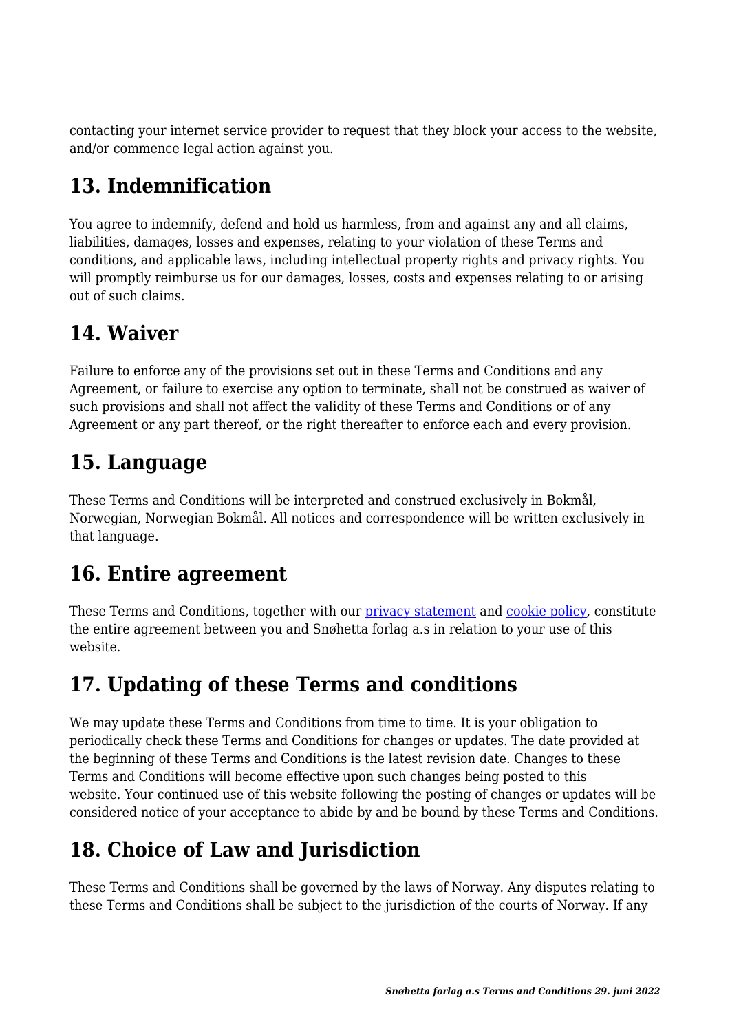contacting your internet service provider to request that they block your access to the website, and/or commence legal action against you.

## 13. Indemnification

You agree to indemnify, defend and hold us harmless, from and against any and all claims, liabilities, damages, losses and expenses, relating to your violation of these Terms and conditions, and applicable laws, including intellectual property rights and privacy rights. You will promptly reimburse us for our damages, losses, costs and expenses relating to or arising out of such claims.

## 14. Waiver

Failure to enforce any of the provisions set out in these Terms and Conditions and any Agreement, or failure to exercise any option to terminate, shall not be construed as waiver of such provisions and shall not affect the validity of these Terms and Conditions or of any Agreement or any part thereof, or the right thereafter to enforce each and every provision.

## 15. Language

These Terms and Conditions will be interpreted and construed exclusively in Bokmål, Norwegian, Norwegian Bokmål. All notices and correspondence will be written exclusively in that language.

## 16. Entire agreement

These Terms and Conditions, together with our privacy statement and cookie policy, constitute the entire agreement between you and Snøhetta forlag a.s in relation to your use of this website.

## 17. Updating of these Terms and conditions

We may update these Terms and Conditions from time to time. It is your obligation to periodically check these Terms and Conditions for changes or updates. The date provided at the beginning of these Terms and Conditions is the latest revision date. Changes to these Terms and Conditions will become effective upon such changes being posted to this website. Your continued use of this website following the posting of changes or updates will be considered notice of your acceptance to abide by and be bound by these Terms and Conditions.

## 18. Choice of Law and Jurisdiction

These Terms and Conditions shall be governed by the laws of Norway. Any disputes relating to these Terms and Conditions shall be subject to the jurisdiction of the courts of Norway. If any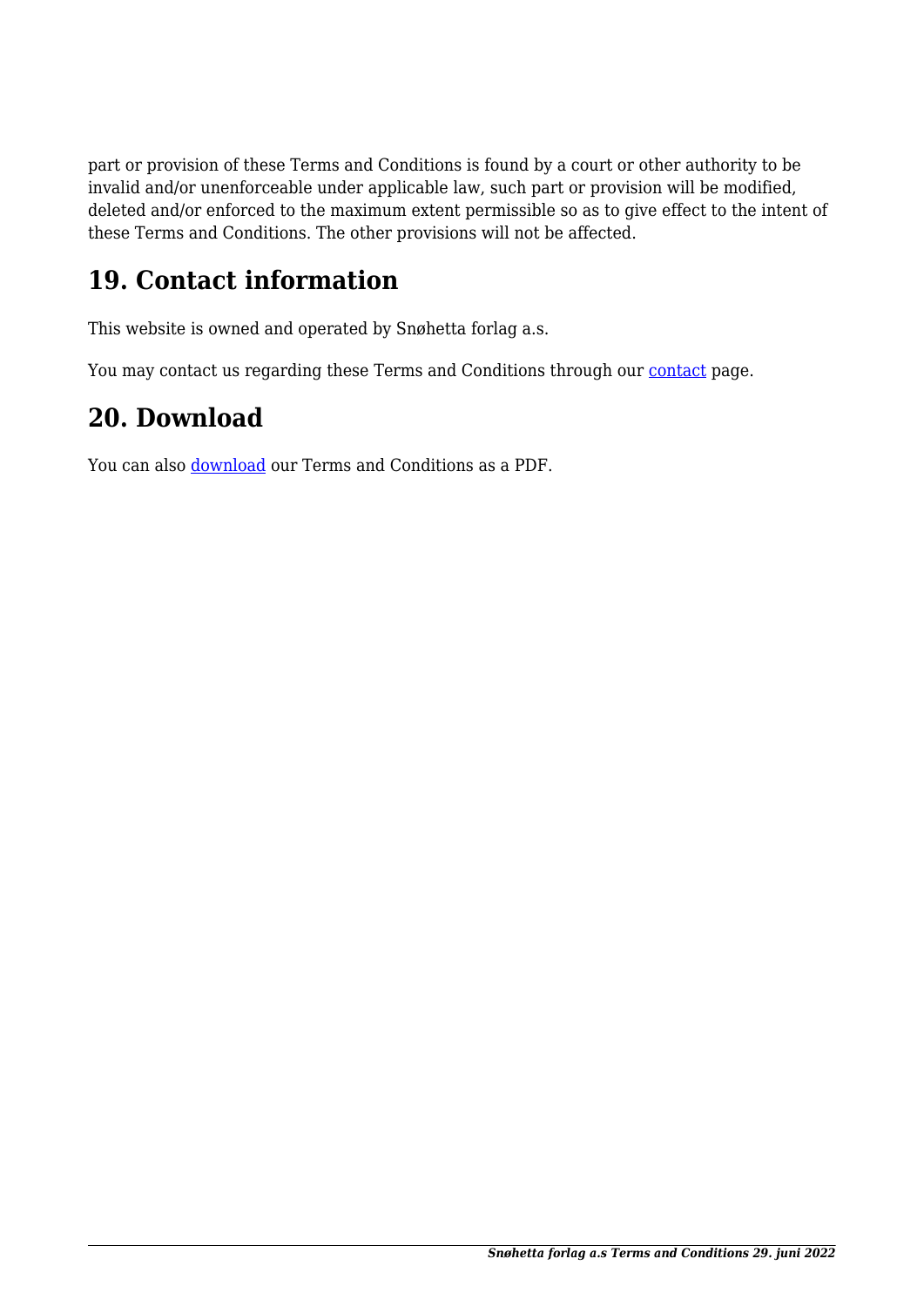part or provision of these Terms and Conditions is found by a court or other authority to be invalid and/or unenforceable under applicable law, such part or provision will be modified, deleted and/or enforced to the maximum extent permissible so as to give effect to the intent of these Terms and Conditions. The other provisions will not be affected.

## 19. Contact information

This website is owned and operated by Snøhetta forlag a.s.

You may contact us regarding these Terms and Conditions through our contact page.

## 20. Download

You can also download our Terms and Conditions as a PDF.